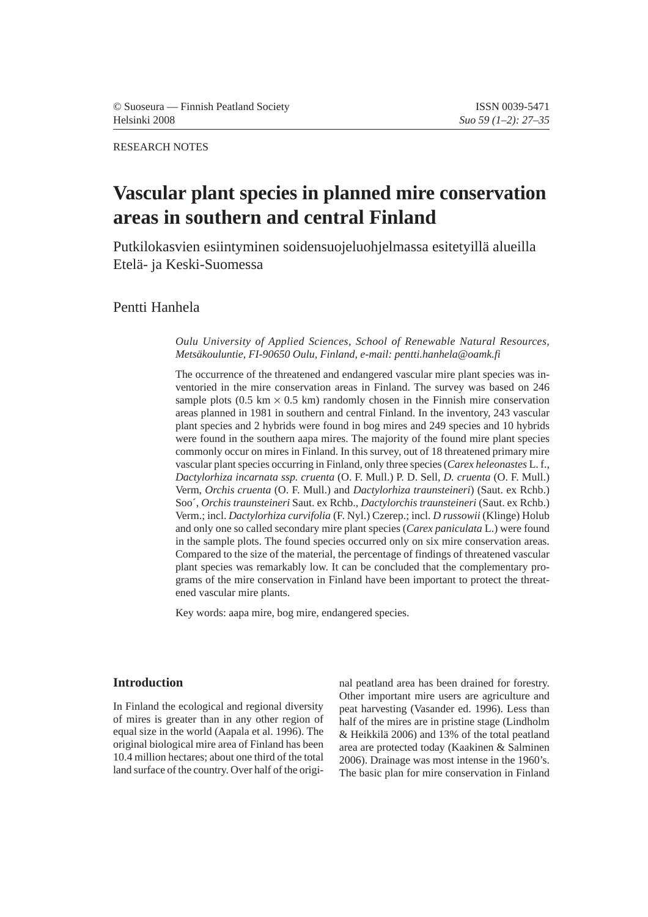© Suoseura — Finnish Peatland Society
Helsinki 2008

ISSN 0039-5471

RESEARCH NOTES

# Vascular plant species in planned mire conservation areas in southern and central Finland

Putkilokasvien esiintyminen soidensuojeluohjelmassa esitetyillä alueilla Etelä- ja Keski-Suomessa

Pentti Hanhela

*Oulu University of Applied Sciences, School of Renewable Natural Resources, Metsäkouluntie, FI-90650 Oulu, Finland, e-mail: pentti.hanhela@oamk.fi*

The occurrence of the threatened and endangered vascular mire plant species was inventoried in the mire conservation areas in Finland. The survey was based on 246 sample plots (0.5 km $\times$ 0.5 km) randomly chosen in the Finnish mire conservation areas planned in 1981 in southern and central Finland. In the inventory, 243 vascular plant species and 2 hybrids were found in bog mires and 249 species and 10 hybrids were found in the southern aapa mires. The majority of the found mire plant species commonly occur on mires in Finland. In this survey, out of 18 threatened primary mire vascular plant species occurring in Finland, only three species (*Carex heleonastes* L. f., *Dactylorhiza incarnata ssp. cruenta* (O. F. Mull.) P. D. Sell, *D. cruenta* (O. F. Mull.) Verm, *Orchis cruenta* (O. F. Mull.) and *Dactylorhiza traunsteineri*) (Saut. ex Rchb.) Soo´, *Orchis traunsteineri* Saut. ex Rchb., *Dactylorchis traunsteineri* (Saut. ex Rchb.) Verm.; incl. *Dactylorhiza curvifolia* (F. Nyl.) Czerep.; incl. *D russowii* (Klinge) Holub and only one so called secondary mire plant species (*Carex paniculata* L.) were found in the sample plots. The found species occurred only on six mire conservation areas. Compared to the size of the material, the percentage of findings of threatened vascular plant species was remarkably low. It can be concluded that the complementary programs of the mire conservation in Finland have been important to protect the threatened vascular mire plants.

Key words: aapa mire, bog mire, endangered species.

## Introduction

In Finland the ecological and regional diversity of mires is greater than in any other region of equal size in the world (Aapala et al. 1996). The original biological mire area of Finland has been 10.4 million hectares; about one third of the total land surface of the country. Over half of the original peatland area has been drained for forestry. Other important mire users are agriculture and peat harvesting (Vasander ed. 1996). Less than half of the mires are in pristine stage (Lindholm & Heikkilä 2006) and 13% of the total peatland area are protected today (Kaakinen & Salminen 2006). Drainage was most intense in the 1960's. The basic plan for mire conservation in Finland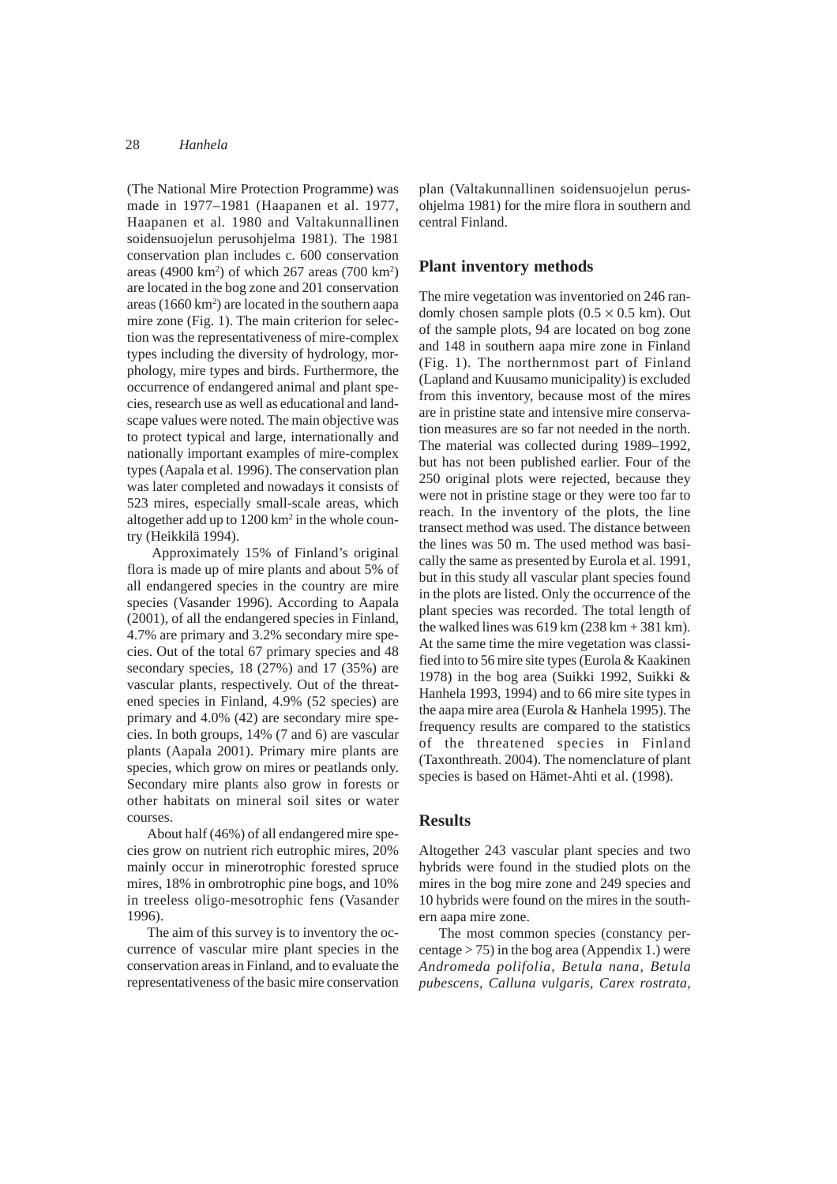(The National Mire Protection Programme) was made in 1977–1981 (Haapanen et al. 1977, Haapanen et al. 1980 and Valtakunnallinen soidensuojelun perusohjelma 1981). The 1981 conservation plan includes c. 600 conservation areas (4900 km$^2$) of which 267 areas (700 km$^2$) are located in the bog zone and 201 conservation areas (1660 km$^2$) are located in the southern aapa mire zone (Fig. 1). The main criterion for selection was the representativeness of mire-complex types including the diversity of hydrology, morphology, mire types and birds. Furthermore, the occurrence of endangered animal and plant species, research use as well as educational and landscape values were noted. The main objective was to protect typical and large, internationally and nationally important examples of mire-complex types (Aapala et al. 1996). The conservation plan was later completed and nowadays it consists of 523 mires, especially small-scale areas, which altogether add up to 1200 km$^2$ in the whole country (Heikkilä 1994).

Approximately 15% of Finland's original flora is made up of mire plants and about 5% of all endangered species in the country are mire species (Vasander 1996). According to Aapala (2001), of all the endangered species in Finland, 4.7% are primary and 3.2% secondary mire species. Out of the total 67 primary species and 48 secondary species, 18 (27%) and 17 (35%) are vascular plants, respectively. Out of the threatened species in Finland, 4.9% (52 species) are primary and 4.0% (42) are secondary mire species. In both groups, 14% (7 and 6) are vascular plants (Aapala 2001). Primary mire plants are species, which grow on mires or peatlands only. Secondary mire plants also grow in forests or other habitats on mineral soil sites or water courses.

About half (46%) of all endangered mire species grow on nutrient rich eutrophic mires, 20% mainly occur in minerotrophic forested spruce mires, 18% in ombrotrophic pine bogs, and 10% in treeless oligo-mesotrophic fens (Vasander 1996).

The aim of this survey is to inventory the occurrence of vascular mire plant species in the conservation areas in Finland, and to evaluate the representativeness of the basic mire conservation plan (Valtakunnallinen soidensuojelun perusohjelma 1981) for the mire flora in southern and central Finland.

## Plant inventory methods

The mire vegetation was inventoried on 246 randomly chosen sample plots (0.5 × 0.5 km). Out of the sample plots, 94 are located on bog zone and 148 in southern aapa mire zone in Finland (Fig. 1). The northernmost part of Finland (Lapland and Kuusamo municipality) is excluded from this inventory, because most of the mires are in pristine state and intensive mire conservation measures are so far not needed in the north. The material was collected during 1989–1992, but has not been published earlier. Four of the 250 original plots were rejected, because they were not in pristine stage or they were too far to reach. In the inventory of the plots, the line transect method was used. The distance between the lines was 50 m. The used method was basically the same as presented by Eurola et al. 1991, but in this study all vascular plant species found in the plots are listed. Only the occurrence of the plant species was recorded. The total length of the walked lines was 619 km (238 km + 381 km). At the same time the mire vegetation was classified into to 56 mire site types (Eurola & Kaakinen 1978) in the bog area (Suikki 1992, Suikki & Hanhela 1993, 1994) and to 66 mire site types in the aapa mire area (Eurola & Hanhela 1995). The frequency results are compared to the statistics of the threatened species in Finland (Taxonthreath. 2004). The nomenclature of plant species is based on Hämet-Ahti et al. (1998).

## Results

Altogether 243 vascular plant species and two hybrids were found in the studied plots on the mires in the bog mire zone and 249 species and 10 hybrids were found on the mires in the southern aapa mire zone.

The most common species (constancy percentage > 75) in the bog area (Appendix 1.) were *Andromeda polifolia, Betula nana, Betula pubescens, Calluna vulgaris, Carex rostrata,*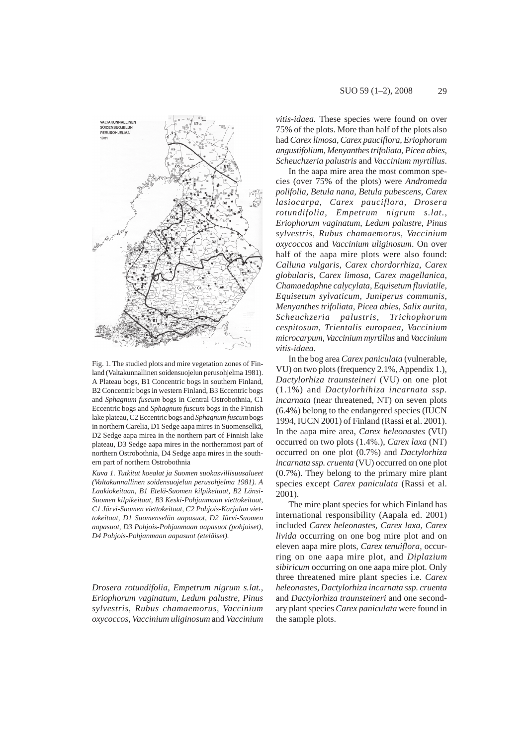Fig. 1. The studied plots and mire vegetation zones of Finland (Valtakunnallinen soidensuojelun perusohjelma 1981). A Plateau bogs, B1 Concentric bogs in southern Finland, B2 Concentric bogs in western Finland, B3 Eccentric bogs and *Sphagnum fuscum* bogs in Central Ostrobothnia, C1 Eccentric bogs and *Sphagnum fuscum* bogs in the Finnish lake plateau, C2 Eccentric bogs and *Sphagnum fuscum* bogs in northern Carelia, D1 Sedge aapa mires in Suomenselkä, D2 Sedge aapa mirea in the northern part of Finnish lake plateau, D3 Sedge aapa mires in the northernmost part of northern Ostrobothnia, D4 Sedge aapa mires in the southern part of northern Ostrobothnia

*Kuva 1. Tutkitut koealat ja Suomen suokasvillisuusalueet (Valtakunnallinen soidensuojelun perusohjelma 1981). A Laakiokeitaan, B1 Etelä-Suomen kilpikeitaat, B2 Länsi-Suomen kilpikeitaat, B3 Keski-Pohjanmaan viettokeitaat, C1 Järvi-Suomen viettokeitaat, C2 Pohjois-Karjalan viettokeitaat, D1 Suomenselän aapasuot, D2 Järvi-Suomen aapasuot, D3 Pohjois-Pohjanmaan aapasuot (pohjoiset), D4 Pohjois-Pohjanmaan aapasuot (eteläiset).*

*Drosera rotundifolia, Empetrum nigrum s.lat., Eriophorum vaginatum, Ledum palustre, Pinus sylvestris, Rubus chamaemorus, Vaccinium oxycoccos, Vaccinium uliginosum* and *Vaccinium vitis-idaea.* These species were found on over 75% of the plots. More than half of the plots also had *Carex limosa, Carex pauciflora, Eriophorum angustifolium, Menyanthes trifoliata, Picea abies, Scheuchzeria palustris* and *Vaccinium myrtillus*.

In the aapa mire area the most common species (over 75% of the plots) were *Andromeda polifolia, Betula nana, Betula pubescens, Carex lasiocarpa, Carex pauciflora, Drosera rotundifolia, Empetrum nigrum s.lat., Eriophorum vaginatum, Ledum palustre, Pinus sylvestris, Rubus chamaemorus, Vaccinium oxycoccos* and *Vaccinium uliginosum*. On over half of the aapa mire plots were also found: *Calluna vulgaris, Carex chordorrhiza, Carex globularis, Carex limosa, Carex magellanica, Chamaedaphne calycylata, Equisetum fluviatile, Equisetum sylvaticum, Juniperus communis, Menyanthes trifoliata, Picea abies, Salix aurita, Scheuchzeria palustris, Trichophorum cespitosum, Trientalis europaea, Vaccinium microcarpum, Vaccinium myrtillus* and *Vaccinium vitis-idaea.*

In the bog area *Carex paniculata* (vulnerable, VU) on two plots (frequency 2.1%, Appendix 1.), *Dactylorhiza traunsteineri* (VU) on one plot (1.1%) and *Dactylorhihiza incarnata ssp. incarnata* (near threatened, NT) on seven plots (6.4%) belong to the endangered species (IUCN 1994, IUCN 2001) of Finland (Rassi et al. 2001). In the aapa mire area, *Carex heleonastes* (VU) occurred on two plots (1.4%.), *Carex laxa* (NT) occurred on one plot (0.7%) and *Dactylorhiza incarnata ssp. cruenta* (VU) occurred on one plot (0.7%). They belong to the primary mire plant species except *Carex paniculata* (Rassi et al. 2001).

The mire plant species for which Finland has international responsibility (Aapala ed. 2001) included *Carex heleonastes, Carex laxa, Carex livida* occurring on one bog mire plot and on eleven aapa mire plots, *Carex tenuiflora,* occurring on one aapa mire plot, and *Diplazium sibiricum* occurring on one aapa mire plot. Only three threatened mire plant species i.e. *Carex heleonastes, Dactylorhiza incarnata ssp. cruenta* and *Dactylorhiza traunsteineri* and one secondary plant species *Carex paniculata* were found in the sample plots.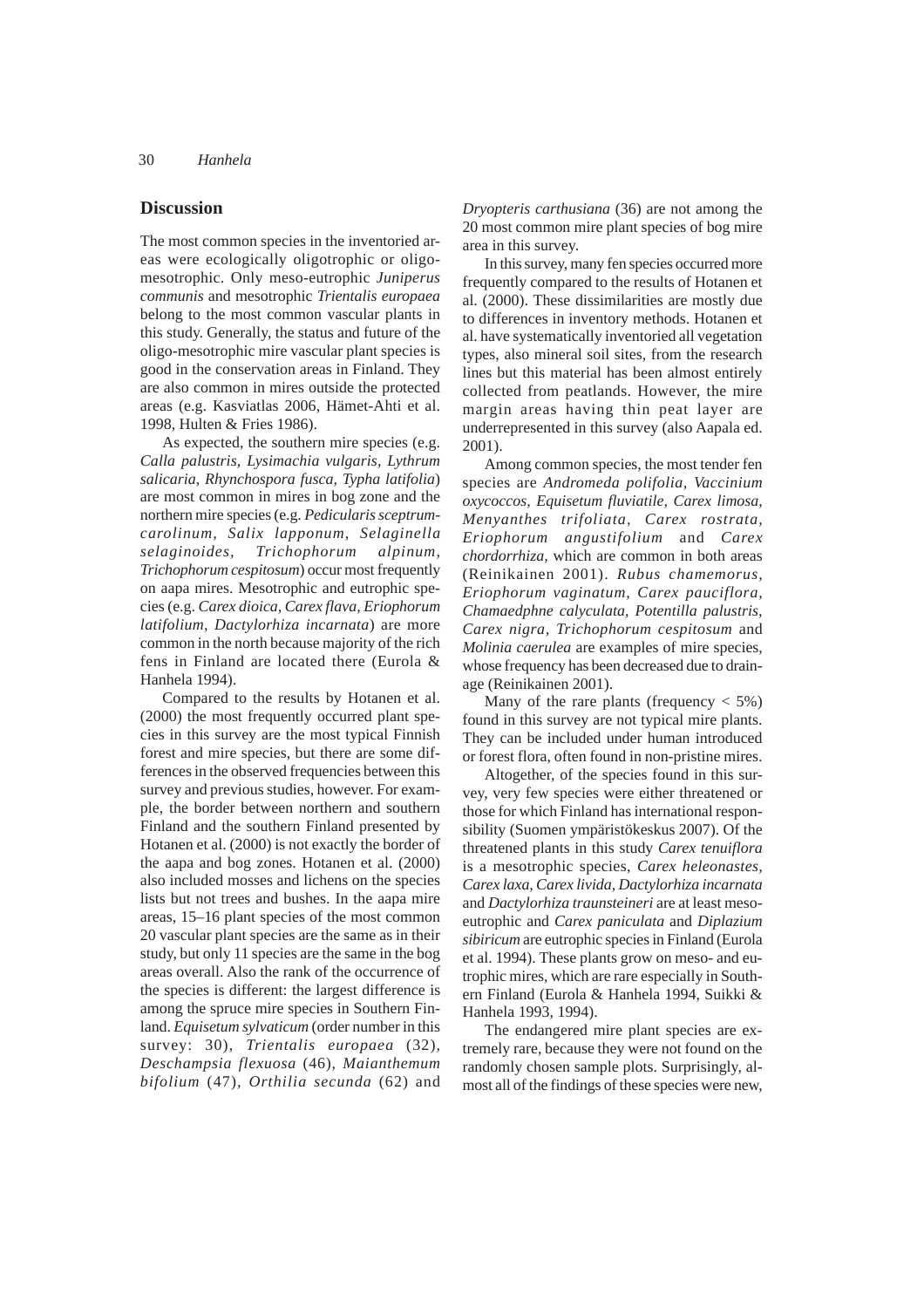## Discussion

The most common species in the inventoried areas were ecologically oligotrophic or oligo-mesotrophic. Only meso-eutrophic *Juniperus communis* and mesotrophic *Trientalis europaea* belong to the most common vascular plants in this study. Generally, the status and future of the oligo-mesotrophic mire vascular plant species is good in the conservation areas in Finland. They are also common in mires outside the protected areas (e.g. Kasviatlas 2006, Hämet-Ahti et al. 1998, Hulten & Fries 1986).

As expected, the southern mire species (e.g. *Calla palustris, Lysimachia vulgaris, Lythrum salicaria, Rhynchospora fusca, Typha latifolia*) are most common in mires in bog zone and the northern mire species (e.g. *Pedicularis sceptrum-carolinum, Salix lapponum, Selaginella selaginoides, Trichophorum alpinum, Trichophorum cespitosum*) occur most frequently on aapa mires. Mesotrophic and eutrophic species (e.g. *Carex dioica, Carex flava, Eriophorum latifolium, Dactylorhiza incarnata*) are more common in the north because majority of the rich fens in Finland are located there (Eurola & Hanhela 1994).

Compared to the results by Hotanen et al. (2000) the most frequently occurred plant species in this survey are the most typical Finnish forest and mire species, but there are some differences in the observed frequencies between this survey and previous studies, however. For example, the border between northern and southern Finland and the southern Finland presented by Hotanen et al. (2000) is not exactly the border of the aapa and bog zones. Hotanen et al. (2000) also included mosses and lichens on the species lists but not trees and bushes. In the aapa mire areas, 15–16 plant species of the most common 20 vascular plant species are the same as in their study, but only 11 species are the same in the bog areas overall. Also the rank of the occurrence of the species is different: the largest difference is among the spruce mire species in Southern Finland. *Equisetum sylvaticum* (order number in this survey: 30), *Trientalis europaea* (32), *Deschampsia flexuosa* (46), *Maianthemum bifolium* (47), *Orthilia secunda* (62) and *Dryopteris carthusiana* (36) are not among the 20 most common mire plant species of bog mire area in this survey.

In this survey, many fen species occurred more frequently compared to the results of Hotanen et al. (2000). These dissimilarities are mostly due to differences in inventory methods. Hotanen et al. have systematically inventoried all vegetation types, also mineral soil sites, from the research lines but this material has been almost entirely collected from peatlands. However, the mire margin areas having thin peat layer are underrepresented in this survey (also Aapala ed. 2001).

Among common species, the most tender fen species are *Andromeda polifolia, Vaccinium oxycoccos, Equisetum fluviatile, Carex limosa, Menyanthes trifoliata, Carex rostrata, Eriophorum angustifolium* and *Carex chordorrhiza,* which are common in both areas (Reinikainen 2001). *Rubus chamemorus, Eriophorum vaginatum, Carex pauciflora, Chamaedphne calyculata, Potentilla palustris, Carex nigra, Trichophorum cespitosum* and *Molinia caerulea* are examples of mire species, whose frequency has been decreased due to drainage (Reinikainen 2001).

Many of the rare plants (frequency $< 5\%$) found in this survey are not typical mire plants. They can be included under human introduced or forest flora, often found in non-pristine mires.

Altogether, of the species found in this survey, very few species were either threatened or those for which Finland has international responsibility (Suomen ympäristökeskus 2007). Of the threatened plants in this study *Carex tenuiflora* is a mesotrophic species, *Carex heleonastes, Carex laxa, Carex livida, Dactylorhiza incarnata* and *Dactylorhiza traunsteineri* are at least meso-eutrophic and *Carex paniculata* and *Diplazium sibiricum* are eutrophic species in Finland (Eurola et al. 1994). These plants grow on meso- and eutrophic mires, which are rare especially in Southern Finland (Eurola & Hanhela 1994, Suikki & Hanhela 1993, 1994).

The endangered mire plant species are extremely rare, because they were not found on the randomly chosen sample plots. Surprisingly, almost all of the findings of these species were new,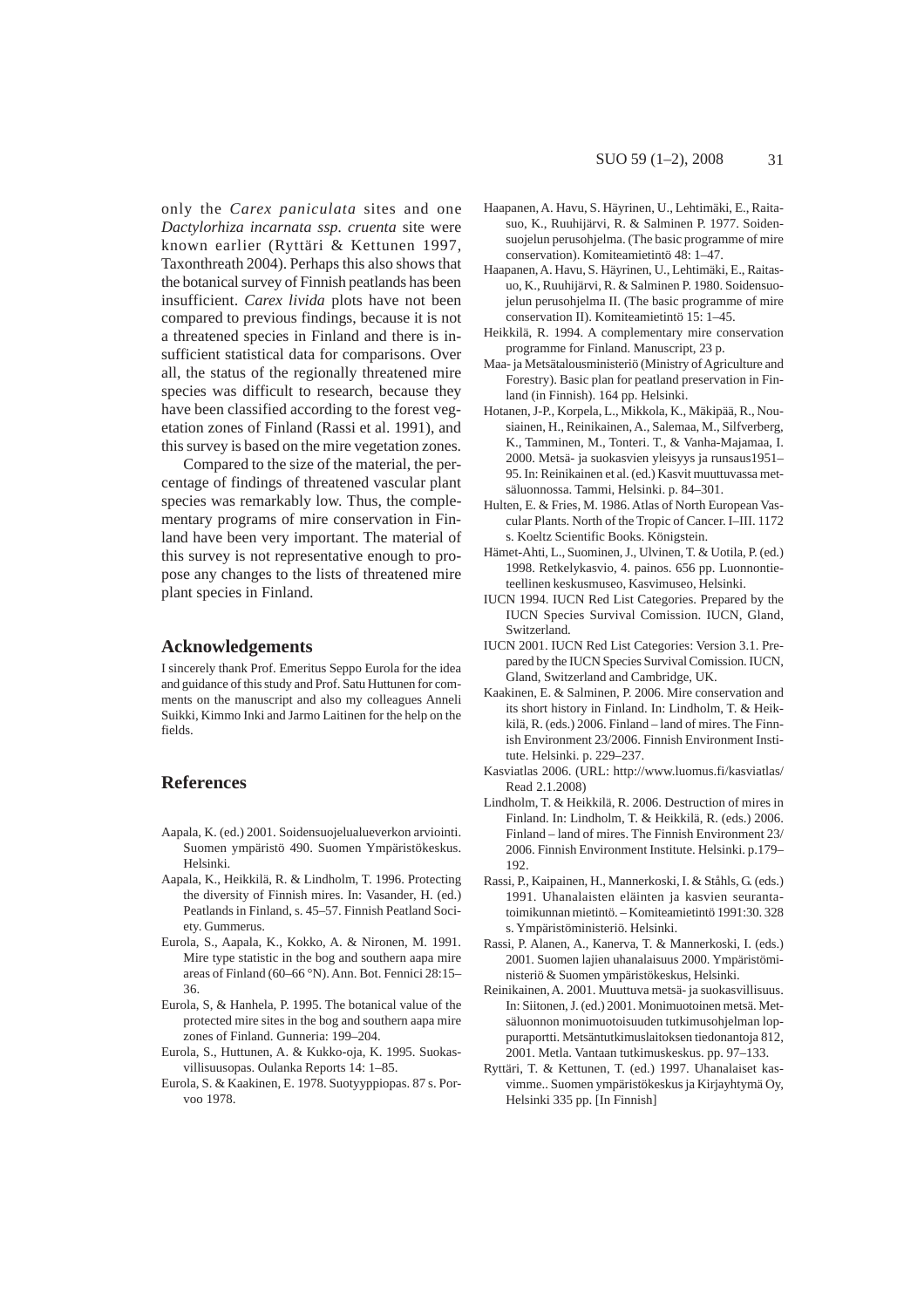only the *Carex paniculata* sites and one *Dactylorhiza incarnata ssp. cruenta* site were known earlier (Ryttäri & Kettunen 1997, Taxonthreath 2004). Perhaps this also shows that the botanical survey of Finnish peatlands has been insufficient. *Carex livida* plots have not been compared to previous findings, because it is not a threatened species in Finland and there is insufficient statistical data for comparisons. Over all, the status of the regionally threatened mire species was difficult to research, because they have been classified according to the forest vegetation zones of Finland (Rassi et al. 1991), and this survey is based on the mire vegetation zones.

Compared to the size of the material, the percentage of findings of threatened vascular plant species was remarkably low. Thus, the complementary programs of mire conservation in Finland have been very important. The material of this survey is not representative enough to propose any changes to the lists of threatened mire plant species in Finland.

## Acknowledgements

I sincerely thank Prof. Emeritus Seppo Eurola for the idea and guidance of this study and Prof. Satu Huttunen for comments on the manuscript and also my colleagues Anneli Suikki, Kimmo Inki and Jarmo Laitinen for the help on the fields.

## References

Aapala, K. (ed.) 2001. Soidensuojelualueverkon arviointi. Suomen ympäristö 490. Suomen Ympäristökeskus. Helsinki.

Aapala, K., Heikkilä, R. & Lindholm, T. 1996. Protecting the diversity of Finnish mires. In: Vasander, H. (ed.) Peatlands in Finland, s. 45–57. Finnish Peatland Society. Gummerus.

Eurola, S., Aapala, K., Kokko, A. & Nironen, M. 1991. Mire type statistic in the bog and southern aapa mire areas of Finland (60–66 °N). Ann. Bot. Fennici 28:15–36.

Eurola, S, & Hanhela, P. 1995. The botanical value of the protected mire sites in the bog and southern aapa mire zones of Finland. Gunneria: 199–204.

Eurola, S., Huttunen, A. & Kukko-oja, K. 1995. Suokasvillisuusopas. Oulanka Reports 14: 1–85.

Eurola, S. & Kaakinen, E. 1978. Suotyyppiopas. 87 s. Porvoo 1978.

Haapanen, A. Havu, S. Häyrinen, U., Lehtimäki, E., Raitasuo, K., Ruuhijärvi, R. & Salminen P. 1977. Soidensuojelun perusohjelma. (The basic programme of mire conservation). Komiteamietintö 48: 1–47.

Haapanen, A. Havu, S. Häyrinen, U., Lehtimäki, E., Raitasuo, K., Ruuhijärvi, R. & Salminen P. 1980. Soidensuojelun perusohjelma II. (The basic programme of mire conservation II). Komiteamietintö 15: 1–45.

Heikkilä, R. 1994. A complementary mire conservation programme for Finland. Manuscript, 23 p.

Maa- ja Metsätalousministeriö (Ministry of Agriculture and Forestry). Basic plan for peatland preservation in Finland (in Finnish). 164 pp. Helsinki.

Hotanen, J-P., Korpela, L., Mikkola, K., Mäkipää, R., Nousiainen, H., Reinikainen, A., Salemaa, M., Silfverberg, K., Tamminen, M., Tonteri. T., & Vanha-Majamaa, I. 2000. Metsä- ja suokasvien yleisyys ja runsaus1951–95. In: Reinikainen et al. (ed.) Kasvit muuttuvassa metsäluonnossa. Tammi, Helsinki. p. 84–301.

Hulten, E. & Fries, M. 1986. Atlas of North European Vascular Plants. North of the Tropic of Cancer. I–III. 1172 s. Koeltz Scientific Books. Königstein.

Hämet-Ahti, L., Suominen, J., Ulvinen, T. & Uotila, P. (ed.) 1998. Retkelykasvio, 4. painos. 656 pp. Luonnontieteellinen keskusmuseo, Kasvimuseo, Helsinki.

IUCN 1994. IUCN Red List Categories. Prepared by the IUCN Species Survival Comission. IUCN, Gland, Switzerland.

IUCN 2001. IUCN Red List Categories: Version 3.1. Prepared by the IUCN Species Survival Comission. IUCN, Gland, Switzerland and Cambridge, UK.

Kaakinen, E. & Salminen, P. 2006. Mire conservation and its short history in Finland. In: Lindholm, T. & Heikkilä, R. (eds.) 2006. Finland – land of mires. The Finnish Environment 23/2006. Finnish Environment Institute. Helsinki. p. 229–237.

Kasviatlas 2006. (URL: http://www.luomus.fi/kasviatlas/ Read 2.1.2008)

Lindholm, T. & Heikkilä, R. 2006. Destruction of mires in Finland. In: Lindholm, T. & Heikkilä, R. (eds.) 2006. Finland – land of mires. The Finnish Environment 23/2006. Finnish Environment Institute. Helsinki. p.179–192.

Rassi, P., Kaipainen, H., Mannerkoski, I. & Ståhls, G. (eds.) 1991. Uhanalaisten eläinten ja kasvien seurantatoimikunnan mietintö. – Komiteamietintö 1991:30. 328 s. Ympäristöministeriö. Helsinki.

Rassi, P. Alanen, A., Kanerva, T. & Mannerkoski, I. (eds.) 2001. Suomen lajien uhanalaisuus 2000. Ympäristöministeriö & Suomen ympäristökeskus, Helsinki.

Reinikainen, A. 2001. Muuttuva metsä- ja suokasvillisuus. In: Siitonen, J. (ed.) 2001. Monimuotoinen metsä. Metsäluonnon monimuotoisuuden tutkimusohjelman loppuraportti. Metsäntutkimuslaitoksen tiedonantoja 812, 2001. Metla. Vantaan tutkimuskeskus. pp. 97–133.

Ryttäri, T. & Kettunen, T. (ed.) 1997. Uhanalaiset kasvimme.. Suomen ympäristökeskus ja Kirjayhtymä Oy, Helsinki 335 pp. [In Finnish]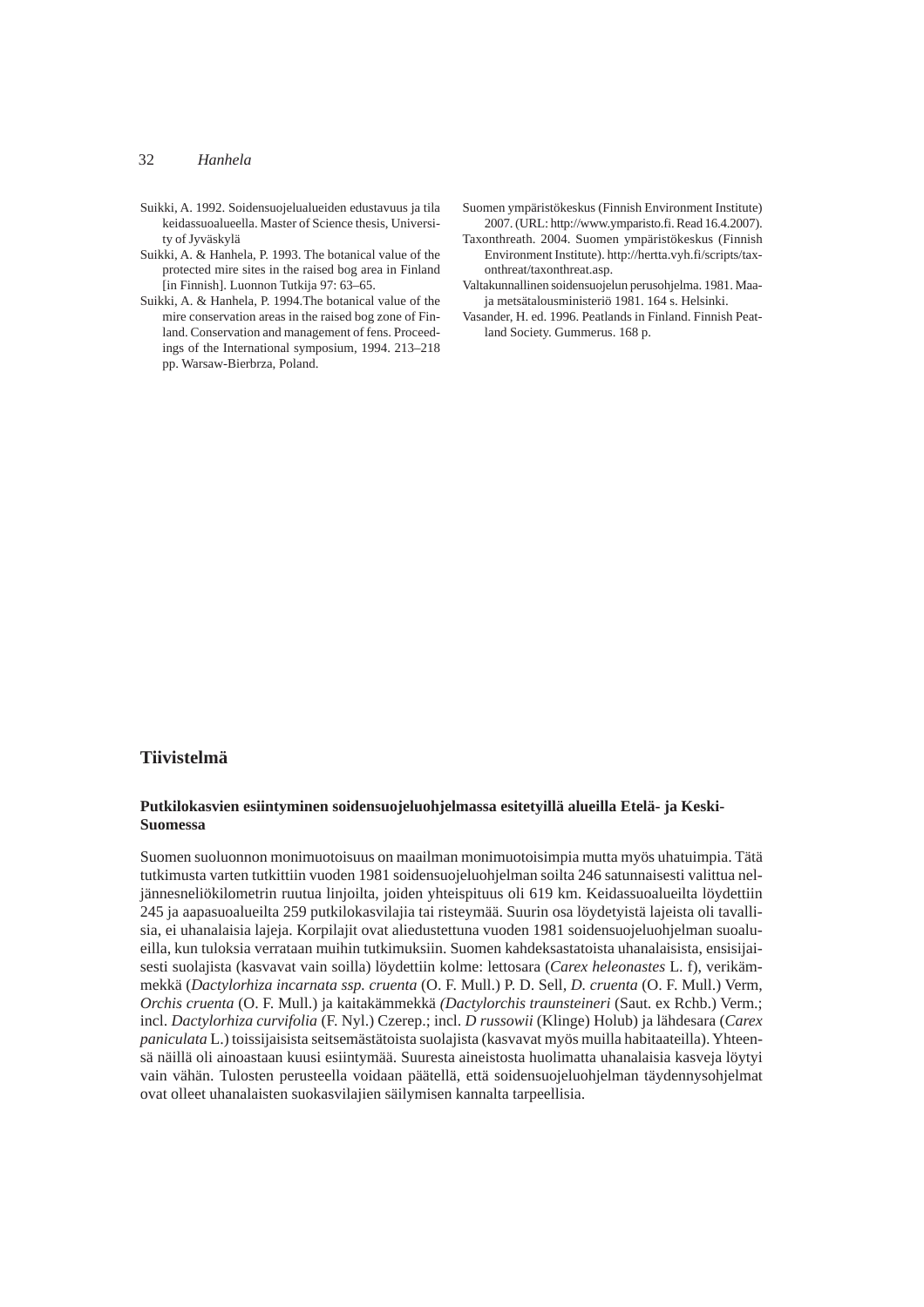Suikki, A. 1992. Soidensuojelualueiden edustavuus ja tila keidassuoalueella. Master of Science thesis, University of Jyväskylä

Suikki, A. & Hanhela, P. 1993. The botanical value of the protected mire sites in the raised bog area in Finland [in Finnish]. Luonnon Tutkija 97: 63–65.

Suikki, A. & Hanhela, P. 1994.The botanical value of the mire conservation areas in the raised bog zone of Finland. Conservation and management of fens. Proceedings of the International symposium, 1994. 213–218 pp. Warsaw-Bierbrza, Poland.

Suomen ympäristökeskus (Finnish Environment Institute) 2007. (URL: http://www.ymparisto.fi. Read 16.4.2007).

Taxonthreath. 2004. Suomen ympäristökeskus (Finnish Environment Institute). http://hertta.vyh.fi/scripts/taxonthreat/taxonthreat.asp.

Valtakunnallinen soidensuojelun perusohjelma. 1981. Maa- ja metsätalousministeriö 1981. 164 s. Helsinki.

Vasander, H. ed. 1996. Peatlands in Finland. Finnish Peatland Society. Gummerus. 168 p.

## Tiivistelmä

### Putkilokasvien esiintyminen soidensuojeluohjelmassa esitetyillä alueilla Etelä- ja Keski-Suomessa

Suomen suoluonnon monimuotoisuus on maailman monimuotoisimpia mutta myös uhatuimpia. Tätä tutkimusta varten tutkittiin vuoden 1981 soidensuojeluohjelman soilta 246 satunnaisesti valittua neljännesneliökilometrin ruutua linjoilta, joiden yhteispituus oli 619 km. Keidassuoalueilta löydettiin 245 ja aapasuoalueilta 259 putkilokasvilajia tai risteymää. Suurin osa löydetyistä lajeista oli tavallisia, ei uhanalaisia lajeja. Korpilajit ovat aliedustettuna vuoden 1981 soidensuojeluohjelman suoalueilla, kun tuloksia verrataan muihin tutkimuksiin. Suomen kahdeksastatoista uhanalaisista, ensisijaisesti suolajista (kasvavat vain soilla) löydettiin kolme: lettosara (*Carex heleonastes* L. f), verikämmekkä (*Dactylorhiza incarnata ssp. cruenta* (O. F. Mull.) P. D. Sell, *D. cruenta* (O. F. Mull.) Verm, *Orchis cruenta* (O. F. Mull.) ja kaitakämmekkä *(Dactylorchis traunsteineri* (Saut. ex Rchb.) Verm.; incl. *Dactylorhiza curvifolia* (F. Nyl.) Czerep.; incl. *D russowii* (Klinge) Holub) ja lähdesara (*Carex paniculata* L.) toissijaisista seitsemästätoista suolajista (kasvavat myös muilla habitaateilla). Yhteensä näillä oli ainoastaan kuusi esiintymää. Suuresta aineistosta huolimatta uhanalaisia kasveja löytyi vain vähän. Tulosten perusteella voidaan päätellä, että soidensuojeluohjelman täydennysohjelmat ovat olleet uhanalaisten suokasvilajien säilymisen kannalta tarpeellisia.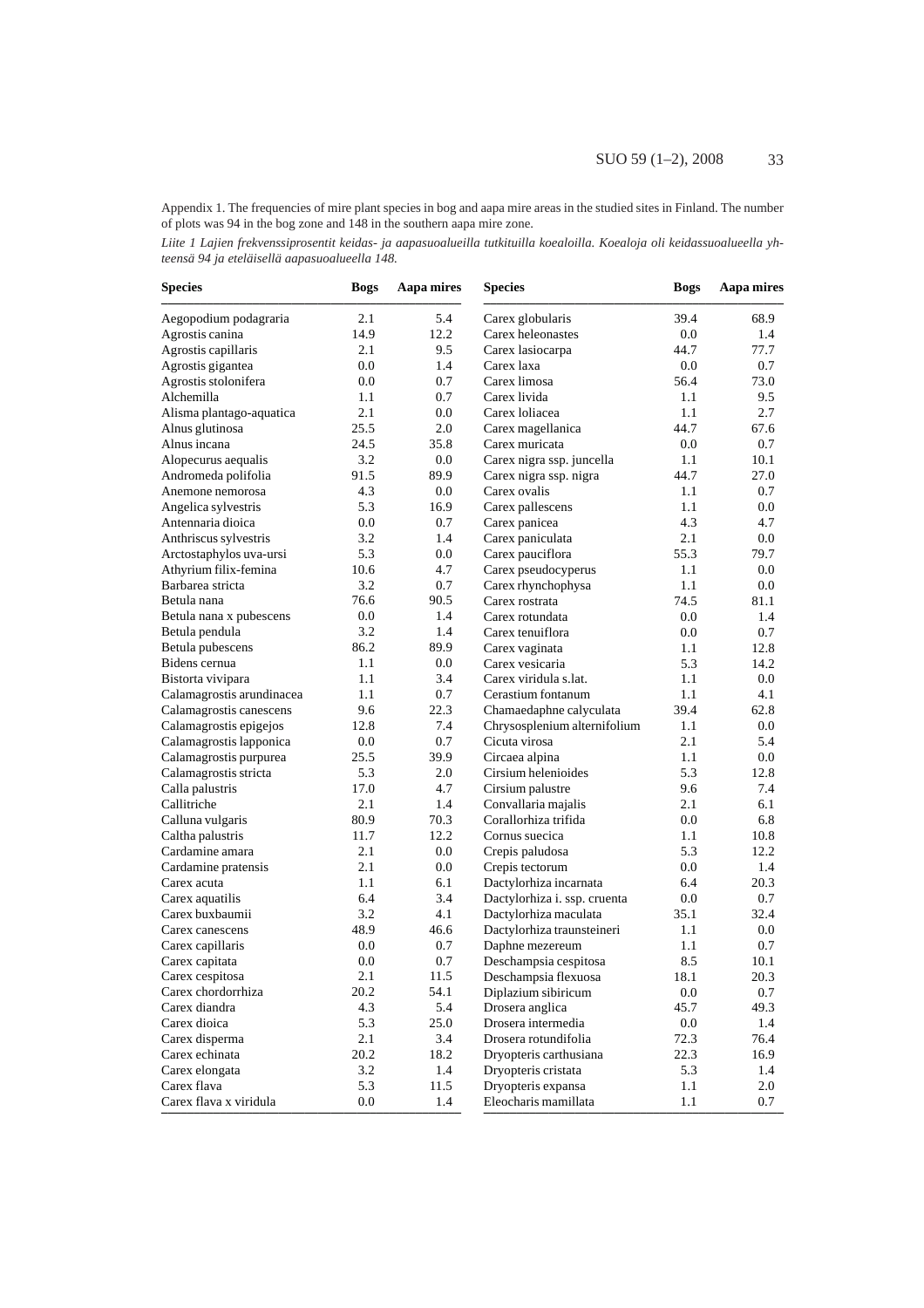Appendix 1. The frequencies of mire plant species in bog and aapa mire areas in the studied sites in Finland. The number of plots was 94 in the bog zone and 148 in the southern aapa mire zone.

*Liite 1 Lajien frekvenssiprosentit keidas- ja aapasuoalueilla tutkituilla koealoilla. Koealoja oli keidassuoalueella yhteensä 94 ja eteläisellä aapasuoalueella 148.*

| Species | Bogs | Aapa mires |
|---|---|---|
| Aegopodium podagraria | 2.1 | 5.4 |
| Agrostis canina | 14.9 | 12.2 |
| Agrostis capillaris | 2.1 | 9.5 |
| Agrostis gigantea | 0.0 | 1.4 |
| Agrostis stolonifera | 0.0 | 0.7 |
| Alchemilla | 1.1 | 0.7 |
| Alisma plantago-aquatica | 2.1 | 0.0 |
| Alnus glutinosa | 25.5 | 2.0 |
| Alnus incana | 24.5 | 35.8 |
| Alopecurus aequalis | 3.2 | 0.0 |
| Andromeda polifolia | 91.5 | 89.9 |
| Anemone nemorosa | 4.3 | 0.0 |
| Angelica sylvestris | 5.3 | 16.9 |
| Antennaria dioica | 0.0 | 0.7 |
| Anthriscus sylvestris | 3.2 | 1.4 |
| Arctostaphylos uva-ursi | 5.3 | 0.0 |
| Athyrium filix-femina | 10.6 | 4.7 |
| Barbarea stricta | 3.2 | 0.7 |
| Betula nana | 76.6 | 90.5 |
| Betula nana x pubescens | 0.0 | 1.4 |
| Betula pendula | 3.2 | 1.4 |
| Betula pubescens | 86.2 | 89.9 |
| Bidens cernua | 1.1 | 0.0 |
| Bistorta vivipara | 1.1 | 3.4 |
| Calamagrostis arundinacea | 1.1 | 0.7 |
| Calamagrostis canescens | 9.6 | 22.3 |
| Calamagrostis epigejos | 12.8 | 7.4 |
| Calamagrostis lapponica | 0.0 | 0.7 |
| Calamagrostis purpurea | 25.5 | 39.9 |
| Calamagrostis stricta | 5.3 | 2.0 |
| Calla palustris | 17.0 | 4.7 |
| Callitriche | 2.1 | 1.4 |
| Calluna vulgaris | 80.9 | 70.3 |
| Caltha palustris | 11.7 | 12.2 |
| Cardamine amara | 2.1 | 0.0 |
| Cardamine pratensis | 2.1 | 0.0 |
| Carex acuta | 1.1 | 6.1 |
| Carex aquatilis | 6.4 | 3.4 |
| Carex buxbaumii | 3.2 | 4.1 |
| Carex canescens | 48.9 | 46.6 |
| Carex capillaris | 0.0 | 0.7 |
| Carex capitata | 0.0 | 0.7 |
| Carex cespitosa | 2.1 | 11.5 |
| Carex chordorrhiza | 20.2 | 54.1 |
| Carex diandra | 4.3 | 5.4 |
| Carex dioica | 5.3 | 25.0 |
| Carex disperma | 2.1 | 3.4 |
| Carex echinata | 20.2 | 18.2 |
| Carex elongata | 3.2 | 1.4 |
| Carex flava | 5.3 | 11.5 |
| Carex flava x viridula | 0.0 | 1.4 |
| Carex globularis | 39.4 | 68.9 |
| Carex heleonastes | 0.0 | 1.4 |
| Carex lasiocarpa | 44.7 | 77.7 |
| Carex laxa | 0.0 | 0.7 |
| Carex limosa | 56.4 | 73.0 |
| Carex livida | 1.1 | 9.5 |
| Carex loliacea | 1.1 | 2.7 |
| Carex magellanica | 44.7 | 67.6 |
| Carex muricata | 0.0 | 0.7 |
| Carex nigra ssp. juncella | 1.1 | 10.1 |
| Carex nigra ssp. nigra | 44.7 | 27.0 |
| Carex ovalis | 1.1 | 0.7 |
| Carex pallescens | 1.1 | 0.0 |
| Carex panicea | 4.3 | 4.7 |
| Carex paniculata | 2.1 | 0.0 |
| Carex pauciflora | 55.3 | 79.7 |
| Carex pseudocyperus | 1.1 | 0.0 |
| Carex rhynchophysa | 1.1 | 0.0 |
| Carex rostrata | 74.5 | 81.1 |
| Carex rotundata | 0.0 | 1.4 |
| Carex tenuiflora | 0.0 | 0.7 |
| Carex vaginata | 1.1 | 12.8 |
| Carex vesicaria | 5.3 | 14.2 |
| Carex viridula s.lat. | 1.1 | 0.0 |
| Cerastium fontanum | 1.1 | 4.1 |
| Chamaedaphne calyculata | 39.4 | 62.8 |
| Chrysosplenium alternifolium | 1.1 | 0.0 |
| Cicuta virosa | 2.1 | 5.4 |
| Circaea alpina | 1.1 | 0.0 |
| Cirsium helenioides | 5.3 | 12.8 |
| Cirsium palustre | 9.6 | 7.4 |
| Convallaria majalis | 2.1 | 6.1 |
| Corallorhiza trifida | 0.0 | 6.8 |
| Cornus suecica | 1.1 | 10.8 |
| Crepis paludosa | 5.3 | 12.2 |
| Crepis tectorum | 0.0 | 1.4 |
| Dactylorhiza incarnata | 6.4 | 20.3 |
| Dactylorhiza i. ssp. cruenta | 0.0 | 0.7 |
| Dactylorhiza maculata | 35.1 | 32.4 |
| Dactylorhiza traunsteineri | 1.1 | 0.0 |
| Daphne mezereum | 1.1 | 0.7 |
| Deschampsia cespitosa | 8.5 | 10.1 |
| Deschampsia flexuosa | 18.1 | 20.3 |
| Diplazium sibiricum | 0.0 | 0.7 |
| Drosera anglica | 45.7 | 49.3 |
| Drosera intermedia | 0.0 | 1.4 |
| Drosera rotundifolia | 72.3 | 76.4 |
| Dryopteris carthusiana | 22.3 | 16.9 |
| Dryopteris cristata | 5.3 | 1.4 |
| Dryopteris expansa | 1.1 | 2.0 |
| Eleocharis mamillata | 1.1 | 0.7 |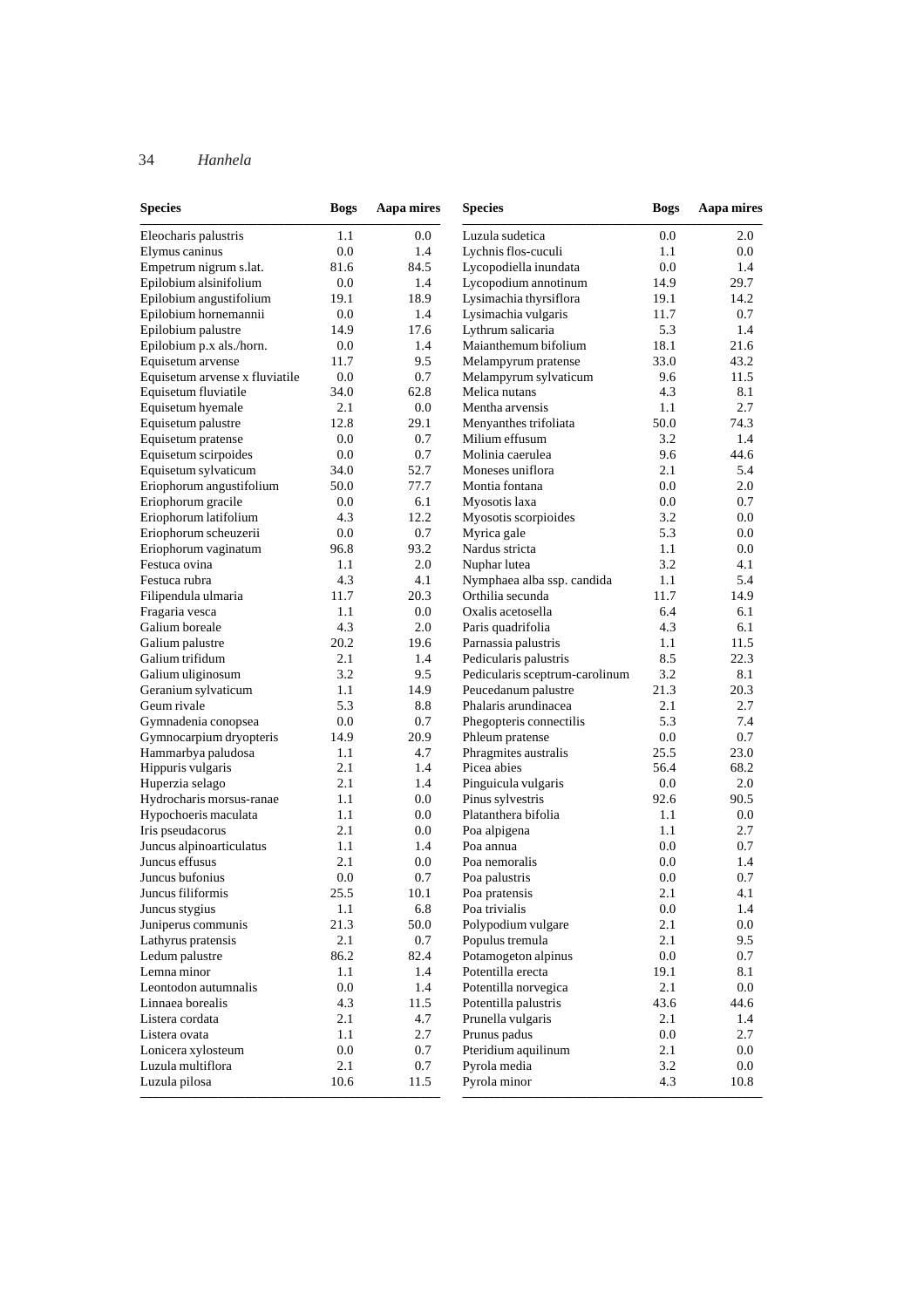| Species | Bogs | Aapa mires |
|---|---|---|
| Eleocharis palustris | 1.1 | 0.0 |
| Elymus caninus | 0.0 | 1.4 |
| Empetrum nigrum s.lat. | 81.6 | 84.5 |
| Epilobium alsinifolium | 0.0 | 1.4 |
| Epilobium angustifolium | 19.1 | 18.9 |
| Epilobium hornemannii | 0.0 | 1.4 |
| Epilobium palustre | 14.9 | 17.6 |
| Epilobium p.x als./horn. | 0.0 | 1.4 |
| Equisetum arvense | 11.7 | 9.5 |
| Equisetum arvense x fluviatile | 0.0 | 0.7 |
| Equisetum fluviatile | 34.0 | 62.8 |
| Equisetum hyemale | 2.1 | 0.0 |
| Equisetum palustre | 12.8 | 29.1 |
| Equisetum pratense | 0.0 | 0.7 |
| Equisetum scirpoides | 0.0 | 0.7 |
| Equisetum sylvaticum | 34.0 | 52.7 |
| Eriophorum angustifolium | 50.0 | 77.7 |
| Eriophorum gracile | 0.0 | 6.1 |
| Eriophorum latifolium | 4.3 | 12.2 |
| Eriophorum scheuzerii | 0.0 | 0.7 |
| Eriophorum vaginatum | 96.8 | 93.2 |
| Festuca ovina | 1.1 | 2.0 |
| Festuca rubra | 4.3 | 4.1 |
| Filipendula ulmaria | 11.7 | 20.3 |
| Fragaria vesca | 1.1 | 0.0 |
| Galium boreale | 4.3 | 2.0 |
| Galium palustre | 20.2 | 19.6 |
| Galium trifidum | 2.1 | 1.4 |
| Galium uliginosum | 3.2 | 9.5 |
| Geranium sylvaticum | 1.1 | 14.9 |
| Geum rivale | 5.3 | 8.8 |
| Gymnadenia conopsea | 0.0 | 0.7 |
| Gymnocarpium dryopteris | 14.9 | 20.9 |
| Hammarbya paludosa | 1.1 | 4.7 |
| Hippuris vulgaris | 2.1 | 1.4 |
| Huperzia selago | 2.1 | 1.4 |
| Hydrocharis morsus-ranae | 1.1 | 0.0 |
| Hypochoeris maculata | 1.1 | 0.0 |
| Iris pseudacorus | 2.1 | 0.0 |
| Juncus alpinoarticulatus | 1.1 | 1.4 |
| Juncus effusus | 2.1 | 0.0 |
| Juncus bufonius | 0.0 | 0.7 |
| Juncus filiformis | 25.5 | 10.1 |
| Juncus stygius | 1.1 | 6.8 |
| Juniperus communis | 21.3 | 50.0 |
| Lathyrus pratensis | 2.1 | 0.7 |
| Ledum palustre | 86.2 | 82.4 |
| Lemna minor | 1.1 | 1.4 |
| Leontodon autumnalis | 0.0 | 1.4 |
| Linnaea borealis | 4.3 | 11.5 |
| Listera cordata | 2.1 | 4.7 |
| Listera ovata | 1.1 | 2.7 |
| Lonicera xylosteum | 0.0 | 0.7 |
| Luzula multiflora | 2.1 | 0.7 |
| Luzula pilosa | 10.6 | 11.5 |
| Luzula sudetica | 0.0 | 2.0 |
| Lychnis flos-cuculi | 1.1 | 0.0 |
| Lycopodiella inundata | 0.0 | 1.4 |
| Lycopodium annotinum | 14.9 | 29.7 |
| Lysimachia thyrsiflora | 19.1 | 14.2 |
| Lysimachia vulgaris | 11.7 | 0.7 |
| Lythrum salicaria | 5.3 | 1.4 |
| Maianthemum bifolium | 18.1 | 21.6 |
| Melampyrum pratense | 33.0 | 43.2 |
| Melampyrum sylvaticum | 9.6 | 11.5 |
| Melica nutans | 4.3 | 8.1 |
| Mentha arvensis | 1.1 | 2.7 |
| Menyanthes trifoliata | 50.0 | 74.3 |
| Milium effusum | 3.2 | 1.4 |
| Molinia caerulea | 9.6 | 44.6 |
| Moneses uniflora | 2.1 | 5.4 |
| Montia fontana | 0.0 | 2.0 |
| Myosotis laxa | 0.0 | 0.7 |
| Myosotis scorpioides | 3.2 | 0.0 |
| Myrica gale | 5.3 | 0.0 |
| Nardus stricta | 1.1 | 0.0 |
| Nuphar lutea | 3.2 | 4.1 |
| Nymphaea alba ssp. candida | 1.1 | 5.4 |
| Orthilia secunda | 11.7 | 14.9 |
| Oxalis acetosella | 6.4 | 6.1 |
| Paris quadrifolia | 4.3 | 6.1 |
| Parnassia palustris | 1.1 | 11.5 |
| Pedicularis palustris | 8.5 | 22.3 |
| Pedicularis sceptrum-carolinum | 3.2 | 8.1 |
| Peucedanum palustre | 21.3 | 20.3 |
| Phalaris arundinacea | 2.1 | 2.7 |
| Phegopteris connectilis | 5.3 | 7.4 |
| Phleum pratense | 0.0 | 0.7 |
| Phragmites australis | 25.5 | 23.0 |
| Picea abies | 56.4 | 68.2 |
| Pinguicula vulgaris | 0.0 | 2.0 |
| Pinus sylvestris | 92.6 | 90.5 |
| Platanthera bifolia | 1.1 | 0.0 |
| Poa alpigena | 1.1 | 2.7 |
| Poa annua | 0.0 | 0.7 |
| Poa nemoralis | 0.0 | 1.4 |
| Poa palustris | 0.0 | 0.7 |
| Poa pratensis | 2.1 | 4.1 |
| Poa trivialis | 0.0 | 1.4 |
| Polypodium vulgare | 2.1 | 0.0 |
| Populus tremula | 2.1 | 9.5 |
| Potamogeton alpinus | 0.0 | 0.7 |
| Potentilla erecta | 19.1 | 8.1 |
| Potentilla norvegica | 2.1 | 0.0 |
| Potentilla palustris | 43.6 | 44.6 |
| Prunella vulgaris | 2.1 | 1.4 |
| Prunus padus | 0.0 | 2.7 |
| Pteridium aquilinum | 2.1 | 0.0 |
| Pyrola media | 3.2 | 0.0 |
| Pyrola minor | 4.3 | 10.8 |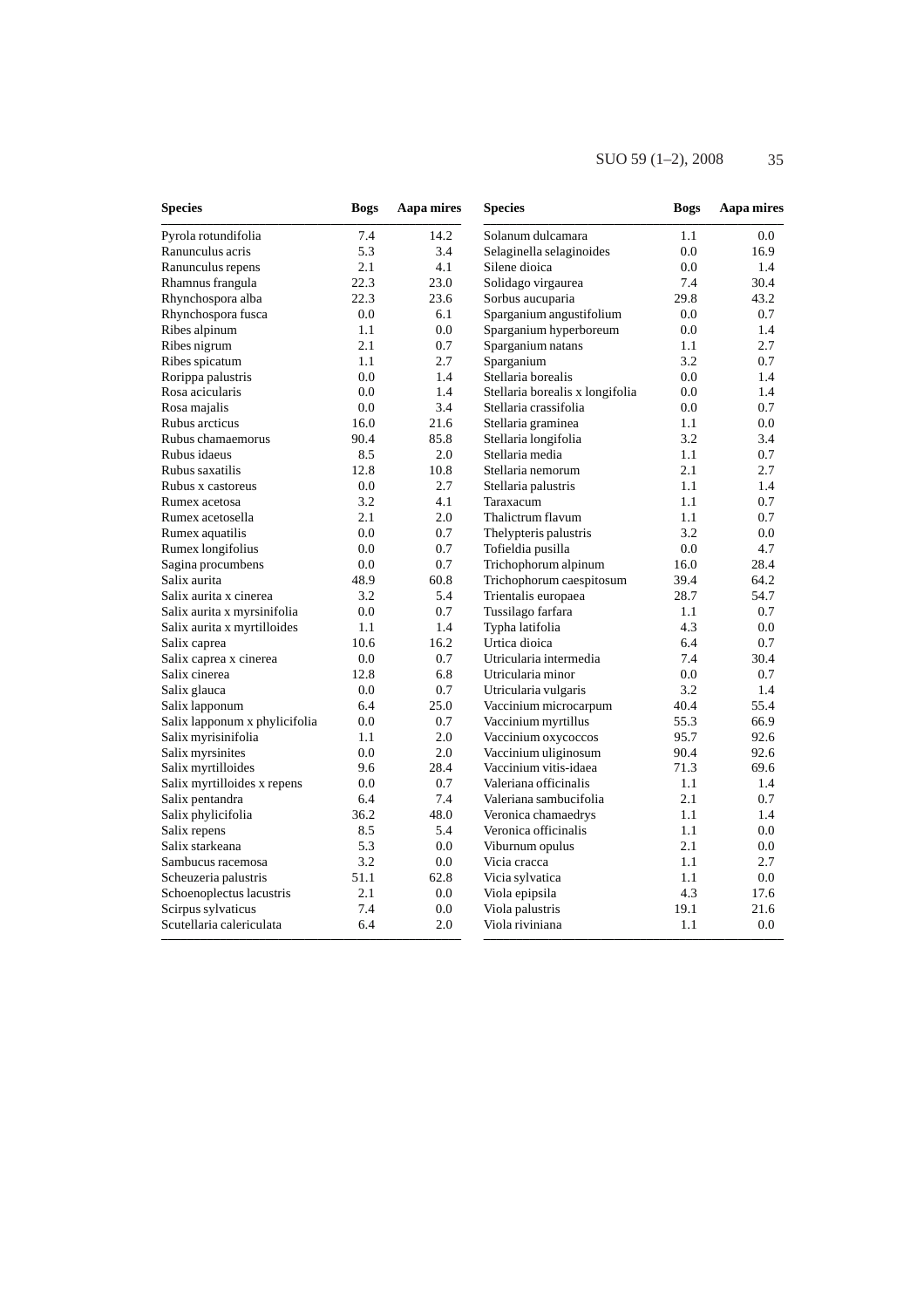| Species | Bogs | Aapa mires |
|---|---|---|
| Pyrola rotundifolia | 7.4 | 14.2 |
| Ranunculus acris | 5.3 | 3.4 |
| Ranunculus repens | 2.1 | 4.1 |
| Rhamnus frangula | 22.3 | 23.0 |
| Rhynchospora alba | 22.3 | 23.6 |
| Rhynchospora fusca | 0.0 | 6.1 |
| Ribes alpinum | 1.1 | 0.0 |
| Ribes nigrum | 2.1 | 0.7 |
| Ribes spicatum | 1.1 | 2.7 |
| Rorippa palustris | 0.0 | 1.4 |
| Rosa acicularis | 0.0 | 1.4 |
| Rosa majalis | 0.0 | 3.4 |
| Rubus arcticus | 16.0 | 21.6 |
| Rubus chamaemorus | 90.4 | 85.8 |
| Rubus idaeus | 8.5 | 2.0 |
| Rubus saxatilis | 12.8 | 10.8 |
| Rubus x castoreus | 0.0 | 2.7 |
| Rumex acetosa | 3.2 | 4.1 |
| Rumex acetosella | 2.1 | 2.0 |
| Rumex aquatilis | 0.0 | 0.7 |
| Rumex longifolius | 0.0 | 0.7 |
| Sagina procumbens | 0.0 | 0.7 |
| Salix aurita | 48.9 | 60.8 |
| Salix aurita x cinerea | 3.2 | 5.4 |
| Salix aurita x myrsinifolia | 0.0 | 0.7 |
| Salix aurita x myrtilloides | 1.1 | 1.4 |
| Salix caprea | 10.6 | 16.2 |
| Salix caprea x cinerea | 0.0 | 0.7 |
| Salix cinerea | 12.8 | 6.8 |
| Salix glauca | 0.0 | 0.7 |
| Salix lapponum | 6.4 | 25.0 |
| Salix lapponum x phylicifolia | 0.0 | 0.7 |
| Salix myrisinifolia | 1.1 | 2.0 |
| Salix myrsinites | 0.0 | 2.0 |
| Salix myrtilloides | 9.6 | 28.4 |
| Salix myrtilloides x repens | 0.0 | 0.7 |
| Salix pentandra | 6.4 | 7.4 |
| Salix phylicifolia | 36.2 | 48.0 |
| Salix repens | 8.5 | 5.4 |
| Salix starkeana | 5.3 | 0.0 |
| Sambucus racemosa | 3.2 | 0.0 |
| Scheuzeria palustris | 51.1 | 62.8 |
| Schoenoplectus lacustris | 2.1 | 0.0 |
| Scirpus sylvaticus | 7.4 | 0.0 |
| Scutellaria calericulata | 6.4 | 2.0 |
| Solanum dulcamara | 1.1 | 0.0 |
| Selaginella selaginoides | 0.0 | 16.9 |
| Silene dioica | 0.0 | 1.4 |
| Solidago virgaurea | 7.4 | 30.4 |
| Sorbus aucuparia | 29.8 | 43.2 |
| Sparganium angustifolium | 0.0 | 0.7 |
| Sparganium hyperboreum | 0.0 | 1.4 |
| Sparganium natans | 1.1 | 2.7 |
| Sparganium | 3.2 | 0.7 |
| Stellaria borealis | 0.0 | 1.4 |
| Stellaria borealis x longifolia | 0.0 | 1.4 |
| Stellaria crassifolia | 0.0 | 0.7 |
| Stellaria graminea | 1.1 | 0.0 |
| Stellaria longifolia | 3.2 | 3.4 |
| Stellaria media | 1.1 | 0.7 |
| Stellaria nemorum | 2.1 | 2.7 |
| Stellaria palustris | 1.1 | 1.4 |
| Taraxacum | 1.1 | 0.7 |
| Thalictrum flavum | 1.1 | 0.7 |
| Thelypteris palustris | 3.2 | 0.0 |
| Tofieldia pusilla | 0.0 | 4.7 |
| Trichophorum alpinum | 16.0 | 28.4 |
| Trichophorum caespitosum | 39.4 | 64.2 |
| Trientalis europaea | 28.7 | 54.7 |
| Tussilago farfara | 1.1 | 0.7 |
| Typha latifolia | 4.3 | 0.0 |
| Urtica dioica | 6.4 | 0.7 |
| Utricularia intermedia | 7.4 | 30.4 |
| Utricularia minor | 0.0 | 0.7 |
| Utricularia vulgaris | 3.2 | 1.4 |
| Vaccinium microcarpum | 40.4 | 55.4 |
| Vaccinium myrtillus | 55.3 | 66.9 |
| Vaccinium oxycoccos | 95.7 | 92.6 |
| Vaccinium uliginosum | 90.4 | 92.6 |
| Vaccinium vitis-idaea | 71.3 | 69.6 |
| Valeriana officinalis | 1.1 | 1.4 |
| Valeriana sambucifolia | 2.1 | 0.7 |
| Veronica chamaedrys | 1.1 | 1.4 |
| Veronica officinalis | 1.1 | 0.0 |
| Viburnum opulus | 2.1 | 0.0 |
| Vicia cracca | 1.1 | 2.7 |
| Vicia sylvatica | 1.1 | 0.0 |
| Viola epipsila | 4.3 | 17.6 |
| Viola palustris | 19.1 | 21.6 |
| Viola riviniana | 1.1 | 0.0 |